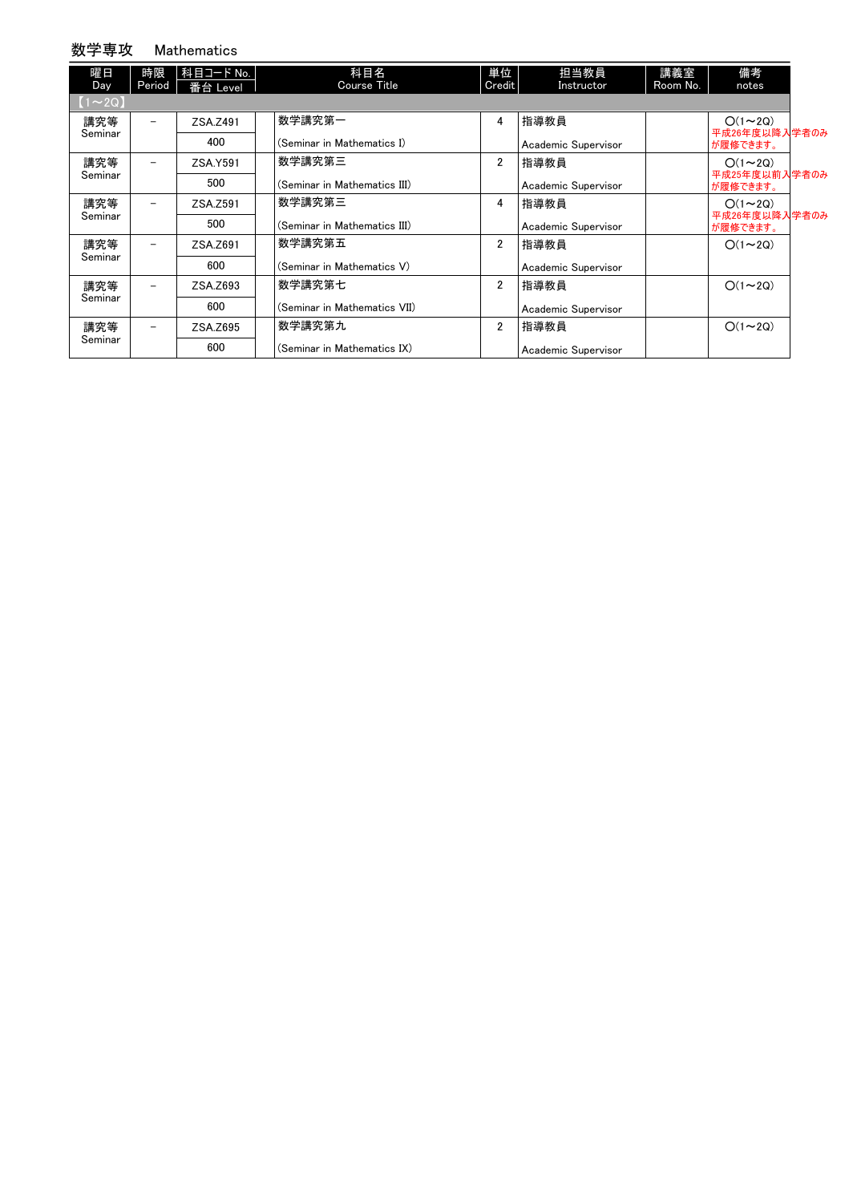## 数学専攻　Mathematics

| 曜日 Day | 時限 Period | 科目コード No. / 番台 Level | 科目名 Course Title | 単位 Credit | 担当教員 Instructor | 講義室 Room No. | 備考 notes |
|---|---|---|---|---|---|---|---|
| 【1～2Q】 | | | | | | | |
| 講究等 Seminar | － | ZSA.Z491 / 400 | 数学講究第一 (Seminar in Mathematics I) | 4 | 指導教員 Academic Supervisor | | ○(1～2Q) 平成26年度以降入学者のみが履修できます。 |
| 講究等 Seminar | － | ZSA.Y591 / 500 | 数学講究第三 (Seminar in Mathematics III) | 2 | 指導教員 Academic Supervisor | | ○(1～2Q) 平成25年度以前入学者のみが履修できます。 |
| 講究等 Seminar | － | ZSA.Z591 / 500 | 数学講究第三 (Seminar in Mathematics III) | 4 | 指導教員 Academic Supervisor | | ○(1～2Q) 平成26年度以降入学者のみが履修できます。 |
| 講究等 Seminar | － | ZSA.Z691 / 600 | 数学講究第五 (Seminar in Mathematics V) | 2 | 指導教員 Academic Supervisor | | ○(1～2Q) |
| 講究等 Seminar | － | ZSA.Z693 / 600 | 数学講究第七 (Seminar in Mathematics VII) | 2 | 指導教員 Academic Supervisor | | ○(1～2Q) |
| 講究等 Seminar | － | ZSA.Z695 / 600 | 数学講究第九 (Seminar in Mathematics IX) | 2 | 指導教員 Academic Supervisor | | ○(1～2Q) |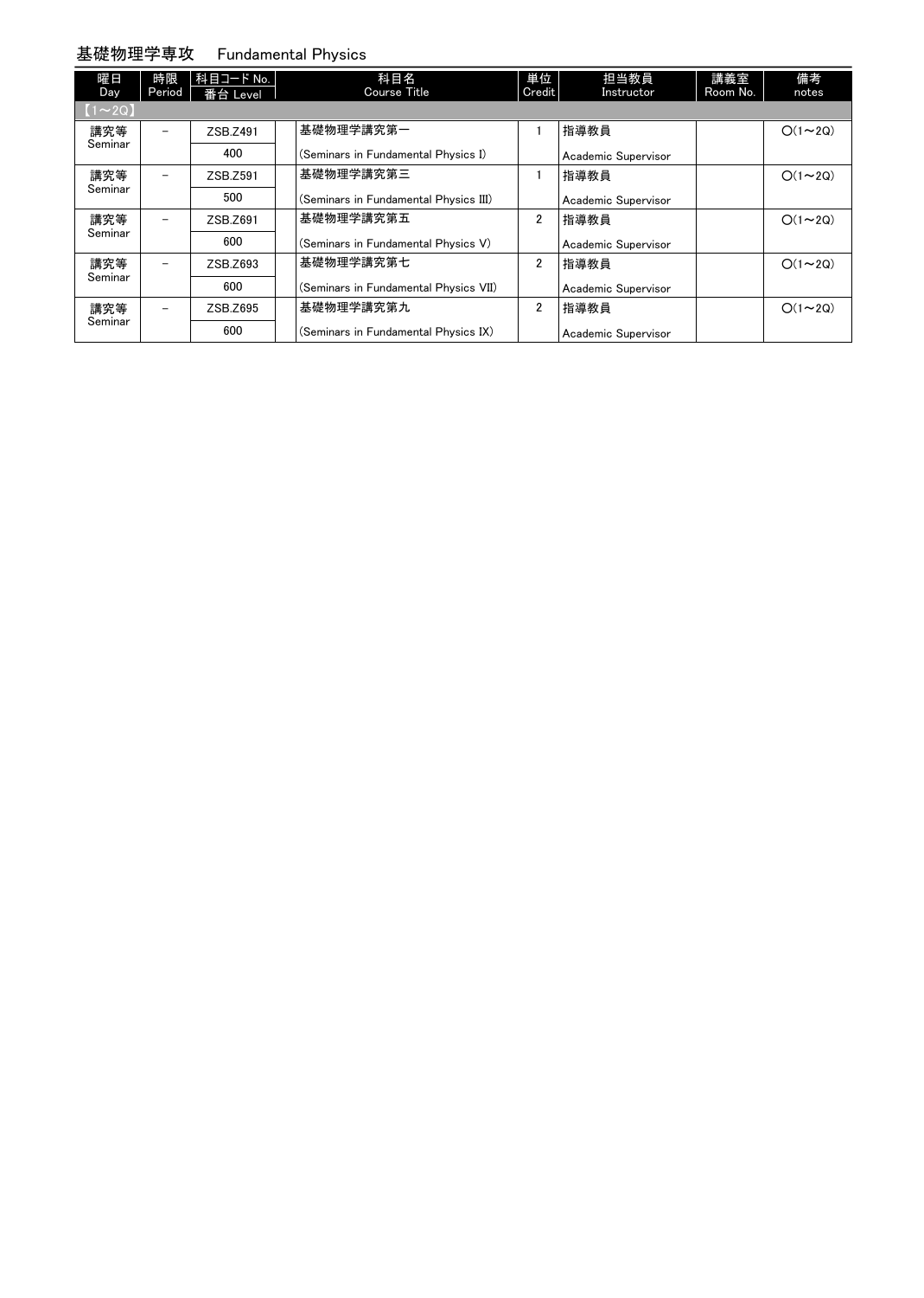## 基礎物理学専攻　Fundamental Physics

| 曜日 Day | 時限 Period | 科目コード No. 番台 Level | 科目名 Course Title | 単位 Credit | 担当教員 Instructor | 講義室 Room No. | 備考 notes |
|---|---|---|---|---|---|---|---|
| 【1～2Q】 | | | | | | | |
| 講究等 Seminar | － | ZSB.Z491 400 | 基礎物理学講究第一 (Seminars in Fundamental Physics I) | 1 | 指導教員 Academic Supervisor | | ○(1～2Q) |
| 講究等 Seminar | － | ZSB.Z591 500 | 基礎物理学講究第三 (Seminars in Fundamental Physics III) | 1 | 指導教員 Academic Supervisor | | ○(1～2Q) |
| 講究等 Seminar | － | ZSB.Z691 600 | 基礎物理学講究第五 (Seminars in Fundamental Physics V) | 2 | 指導教員 Academic Supervisor | | ○(1～2Q) |
| 講究等 Seminar | － | ZSB.Z693 600 | 基礎物理学講究第七 (Seminars in Fundamental Physics VII) | 2 | 指導教員 Academic Supervisor | | ○(1～2Q) |
| 講究等 Seminar | － | ZSB.Z695 600 | 基礎物理学講究第九 (Seminars in Fundamental Physics IX) | 2 | 指導教員 Academic Supervisor | | ○(1～2Q) |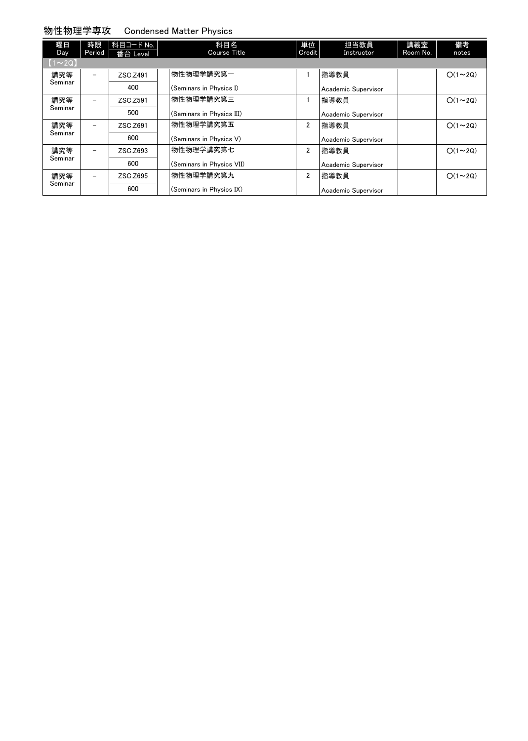## 物性物理学専攻　Condensed Matter Physics

| 曜日 Day | 時限 Period | 科目コード No. 番台 Level | 科目名 Course Title | 単位 Credit | 担当教員 Instructor | 講義室 Room No. | 備考 notes |
|---|---|---|---|---|---|---|---|
| 【1～2Q】 | | | | | | | |
| 講究等 Seminar | － | ZSC.Z491 400 | 物性物理学講究第一 (Seminars in Physics I) | 1 | 指導教員 Academic Supervisor | | ○(1～2Q) |
| 講究等 Seminar | － | ZSC.Z591 500 | 物性物理学講究第三 (Seminars in Physics III) | 1 | 指導教員 Academic Supervisor | | ○(1～2Q) |
| 講究等 Seminar | － | ZSC.Z691 600 | 物性物理学講究第五 (Seminars in Physics V) | 2 | 指導教員 Academic Supervisor | | ○(1～2Q) |
| 講究等 Seminar | － | ZSC.Z693 600 | 物性物理学講究第七 (Seminars in Physics VII) | 2 | 指導教員 Academic Supervisor | | ○(1～2Q) |
| 講究等 Seminar | － | ZSC.Z695 600 | 物性物理学講究第九 (Seminars in Physics IX) | 2 | 指導教員 Academic Supervisor | | ○(1～2Q) |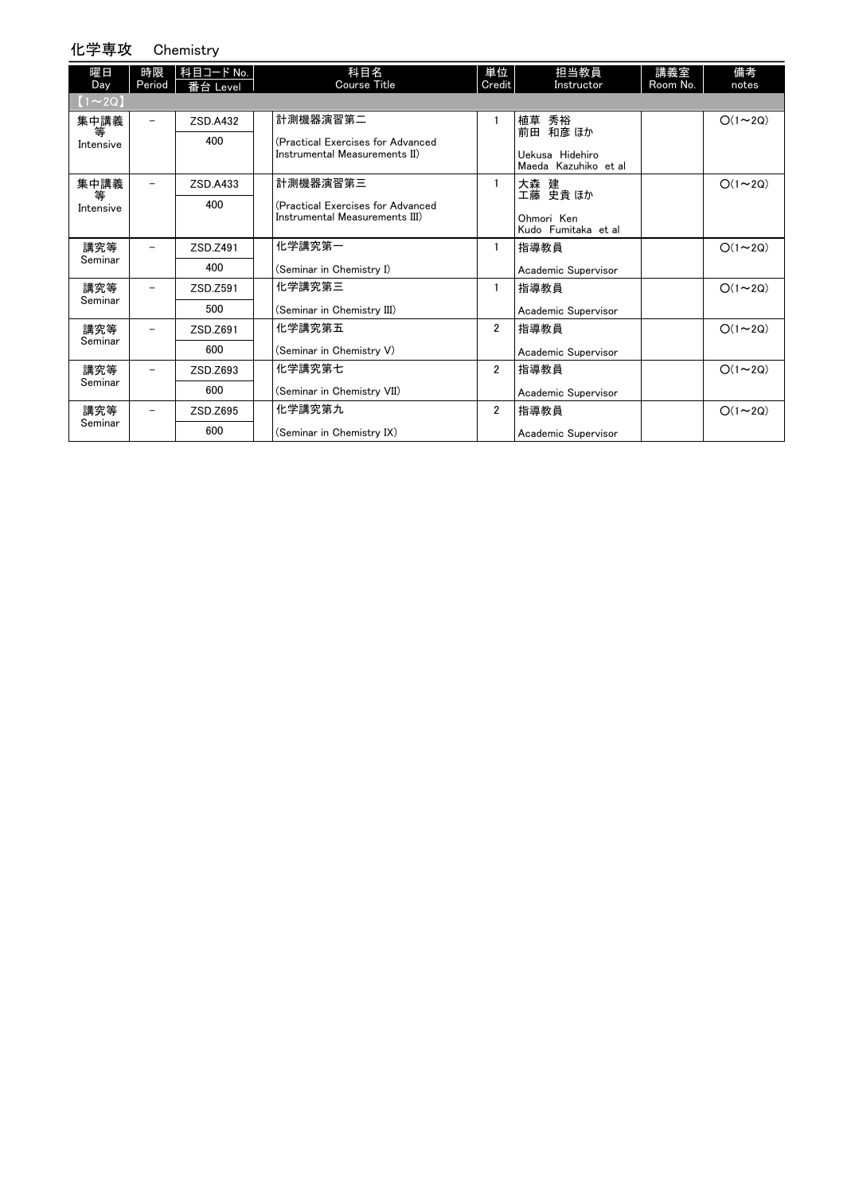## 化学専攻　Chemistry

| 曜日 Day | 時限 Period | 科目コード No. 番台 Level | 科目名 Course Title | 単位 Credit | 担当教員 Instructor | 講義室 Room No. | 備考 notes |
|---|---|---|---|---|---|---|---|
| 【1～2Q】 | | | | | | | |
| 集中講義等 Intensive | － | ZSD.A432 400 | 計測機器演習第二 (Practical Exercises for Advanced Instrumental Measurements II) | 1 | 植草 秀裕 前田 和彦 ほか Uekusa Hidehiro Maeda Kazuhiko et al | | ○(1～2Q) |
| 集中講義等 Intensive | － | ZSD.A433 400 | 計測機器演習第三 (Practical Exercises for Advanced Instrumental Measurements III) | 1 | 大森 建 工藤 史貴 ほか Ohmori Ken Kudo Fumitaka et al | | ○(1～2Q) |
| 講究等 Seminar | － | ZSD.Z491 400 | 化学講究第一 (Seminar in Chemistry I) | 1 | 指導教員 Academic Supervisor | | ○(1～2Q) |
| 講究等 Seminar | － | ZSD.Z591 500 | 化学講究第三 (Seminar in Chemistry III) | 1 | 指導教員 Academic Supervisor | | ○(1～2Q) |
| 講究等 Seminar | － | ZSD.Z691 600 | 化学講究第五 (Seminar in Chemistry V) | 2 | 指導教員 Academic Supervisor | | ○(1～2Q) |
| 講究等 Seminar | － | ZSD.Z693 600 | 化学講究第七 (Seminar in Chemistry VII) | 2 | 指導教員 Academic Supervisor | | ○(1～2Q) |
| 講究等 Seminar | － | ZSD.Z695 600 | 化学講究第九 (Seminar in Chemistry IX) | 2 | 指導教員 Academic Supervisor | | ○(1～2Q) |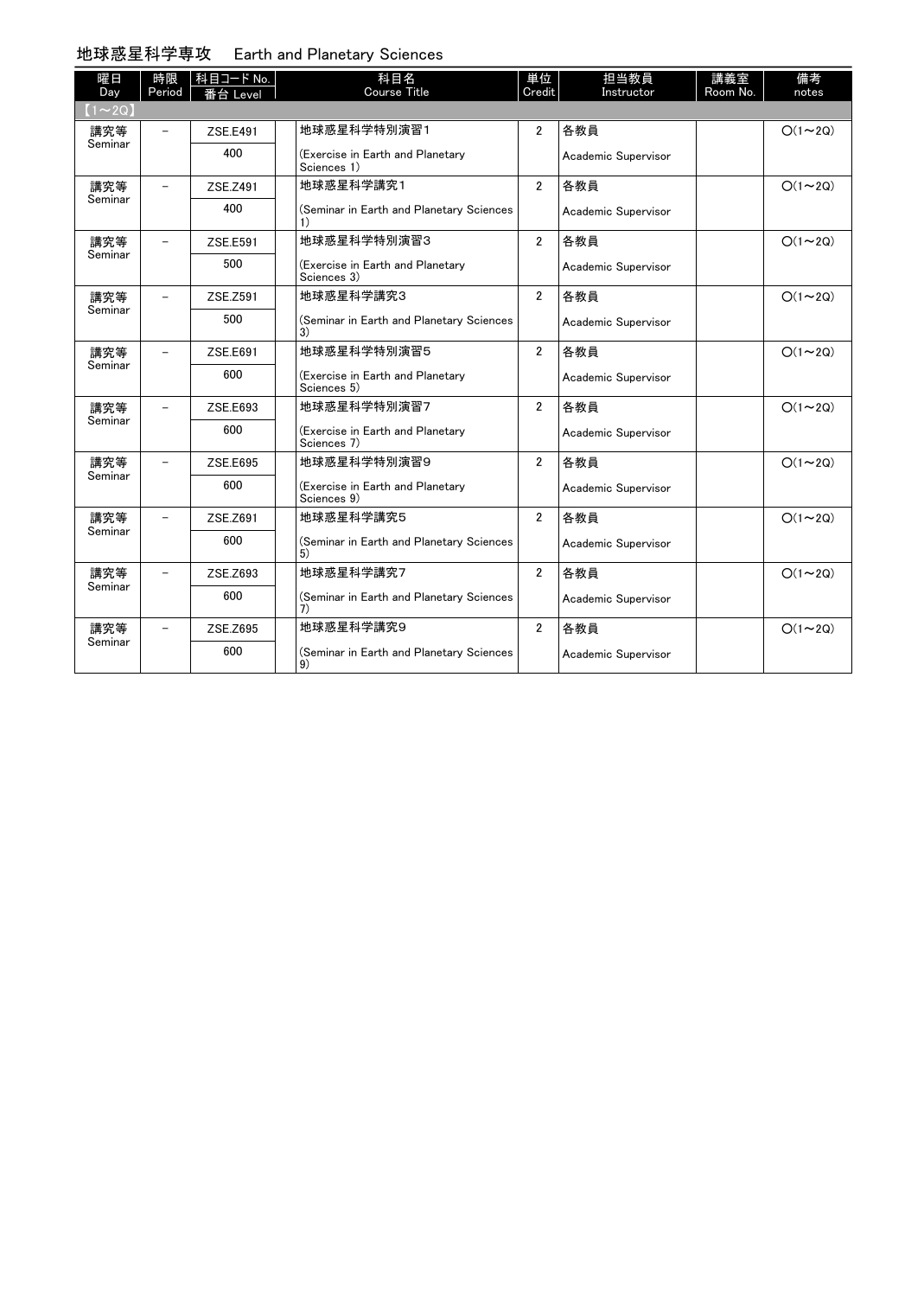## 地球惑星科学専攻　Earth and Planetary Sciences

| 曜日 Day | 時限 Period | 科目コード No. / 番台 Level | 科目名 Course Title | 単位 Credit | 担当教員 Instructor | 講義室 Room No. | 備考 notes |
|---|---|---|---|---|---|---|---|
| 【1～2Q】 | | | | | | | |
| 講究等 Seminar | − | ZSE.E491 / 400 | 地球惑星科学特別演習1 (Exercise in Earth and Planetary Sciences 1) | 2 | 各教員 Academic Supervisor | | ○(1～2Q) |
| 講究等 Seminar | − | ZSE.Z491 / 400 | 地球惑星科学講究1 (Seminar in Earth and Planetary Sciences 1) | 2 | 各教員 Academic Supervisor | | ○(1～2Q) |
| 講究等 Seminar | − | ZSE.E591 / 500 | 地球惑星科学特別演習3 (Exercise in Earth and Planetary Sciences 3) | 2 | 各教員 Academic Supervisor | | ○(1～2Q) |
| 講究等 Seminar | − | ZSE.Z591 / 500 | 地球惑星科学講究3 (Seminar in Earth and Planetary Sciences 3) | 2 | 各教員 Academic Supervisor | | ○(1～2Q) |
| 講究等 Seminar | − | ZSE.E691 / 600 | 地球惑星科学特別演習5 (Exercise in Earth and Planetary Sciences 5) | 2 | 各教員 Academic Supervisor | | ○(1～2Q) |
| 講究等 Seminar | − | ZSE.E693 / 600 | 地球惑星科学特別演習7 (Exercise in Earth and Planetary Sciences 7) | 2 | 各教員 Academic Supervisor | | ○(1～2Q) |
| 講究等 Seminar | − | ZSE.E695 / 600 | 地球惑星科学特別演習9 (Exercise in Earth and Planetary Sciences 9) | 2 | 各教員 Academic Supervisor | | ○(1～2Q) |
| 講究等 Seminar | − | ZSE.Z691 / 600 | 地球惑星科学講究5 (Seminar in Earth and Planetary Sciences 5) | 2 | 各教員 Academic Supervisor | | ○(1～2Q) |
| 講究等 Seminar | − | ZSE.Z693 / 600 | 地球惑星科学講究7 (Seminar in Earth and Planetary Sciences 7) | 2 | 各教員 Academic Supervisor | | ○(1～2Q) |
| 講究等 Seminar | − | ZSE.Z695 / 600 | 地球惑星科学講究9 (Seminar in Earth and Planetary Sciences 9) | 2 | 各教員 Academic Supervisor | | ○(1～2Q) |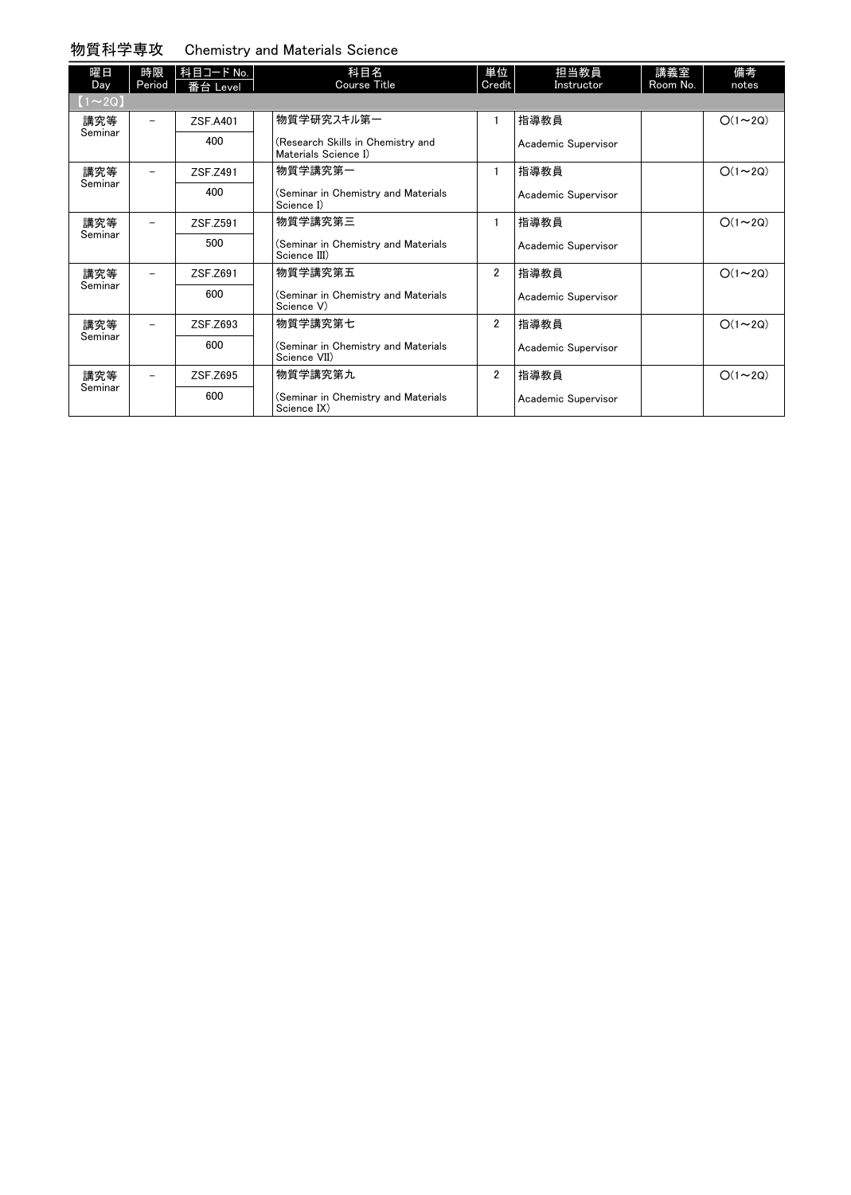## 物質科学専攻　Chemistry and Materials Science

| 曜日 Day | 時限 Period | 科目コード No. 番台 Level | 科目名 Course Title | 単位 Credit | 担当教員 Instructor | 講義室 Room No. | 備考 notes |
|---|---|---|---|---|---|---|---|
| 【1～2Q】 | | | | | | | |
| 講究等 Seminar | － | ZSF.A401 400 | 物質学研究スキル第一 (Research Skills in Chemistry and Materials Science I) | 1 | 指導教員 Academic Supervisor | | ○(1～2Q) |
| 講究等 Seminar | － | ZSF.Z491 400 | 物質学講究第一 (Seminar in Chemistry and Materials Science I) | 1 | 指導教員 Academic Supervisor | | ○(1～2Q) |
| 講究等 Seminar | － | ZSF.Z591 500 | 物質学講究第三 (Seminar in Chemistry and Materials Science III) | 1 | 指導教員 Academic Supervisor | | ○(1～2Q) |
| 講究等 Seminar | － | ZSF.Z691 600 | 物質学講究第五 (Seminar in Chemistry and Materials Science V) | 2 | 指導教員 Academic Supervisor | | ○(1～2Q) |
| 講究等 Seminar | － | ZSF.Z693 600 | 物質学講究第七 (Seminar in Chemistry and Materials Science VII) | 2 | 指導教員 Academic Supervisor | | ○(1～2Q) |
| 講究等 Seminar | － | ZSF.Z695 600 | 物質学講究第九 (Seminar in Chemistry and Materials Science IX) | 2 | 指導教員 Academic Supervisor | | ○(1～2Q) |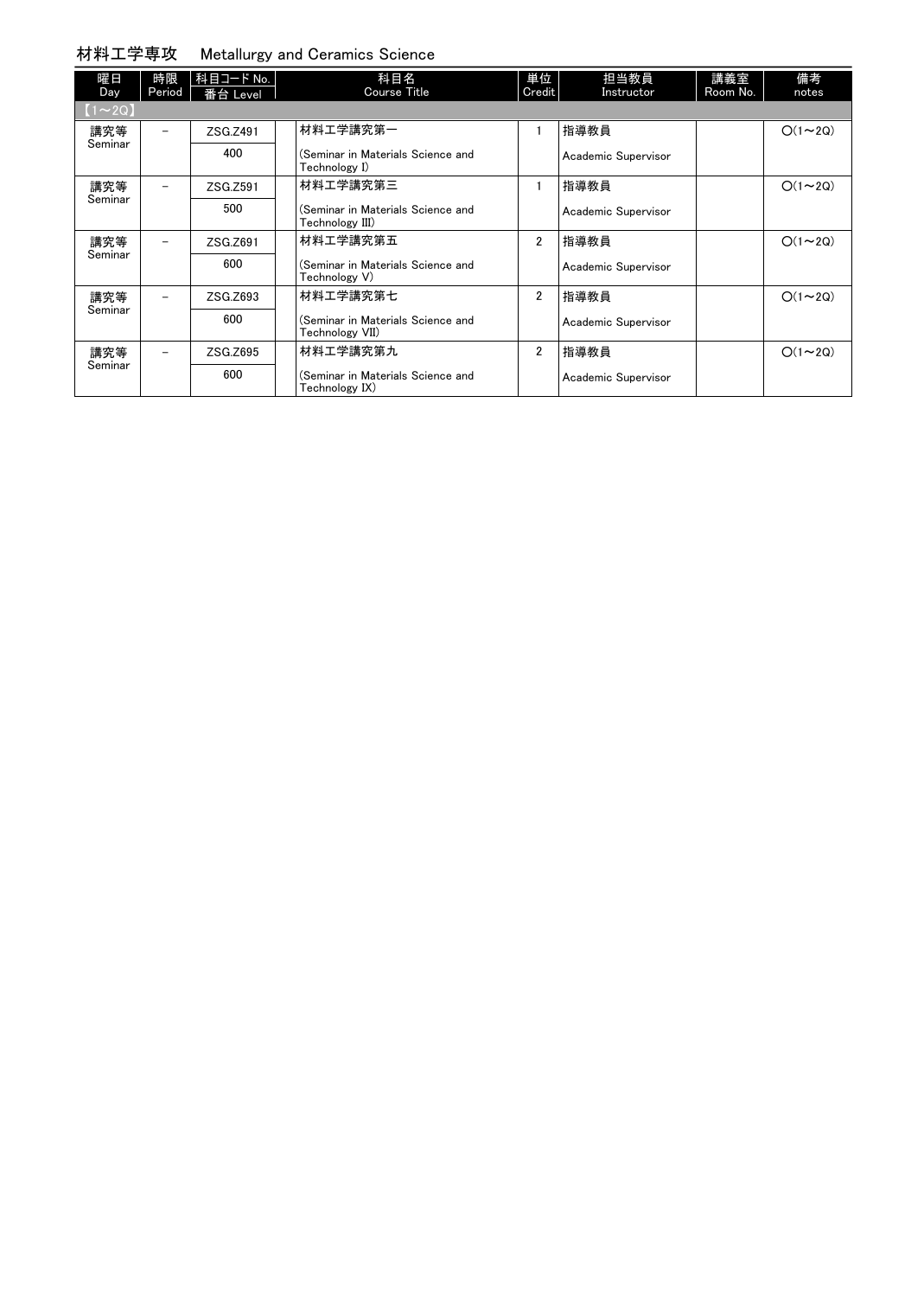## 材料工学専攻　Metallurgy and Ceramics Science

| 曜日 Day | 時限 Period | 科目コード No. 番台 Level | 科目名 Course Title | 単位 Credit | 担当教員 Instructor | 講義室 Room No. | 備考 notes |
|---|---|---|---|---|---|---|---|
| 【1～2Q】 | | | | | | | |
| 講究等 Seminar | – | ZSG.Z491 400 | 材料工学講究第一 (Seminar in Materials Science and Technology I) | 1 | 指導教員 Academic Supervisor | | ○(1～2Q) |
| 講究等 Seminar | – | ZSG.Z591 500 | 材料工学講究第三 (Seminar in Materials Science and Technology III) | 1 | 指導教員 Academic Supervisor | | ○(1～2Q) |
| 講究等 Seminar | – | ZSG.Z691 600 | 材料工学講究第五 (Seminar in Materials Science and Technology V) | 2 | 指導教員 Academic Supervisor | | ○(1～2Q) |
| 講究等 Seminar | – | ZSG.Z693 600 | 材料工学講究第七 (Seminar in Materials Science and Technology VII) | 2 | 指導教員 Academic Supervisor | | ○(1～2Q) |
| 講究等 Seminar | – | ZSG.Z695 600 | 材料工学講究第九 (Seminar in Materials Science and Technology IX) | 2 | 指導教員 Academic Supervisor | | ○(1～2Q) |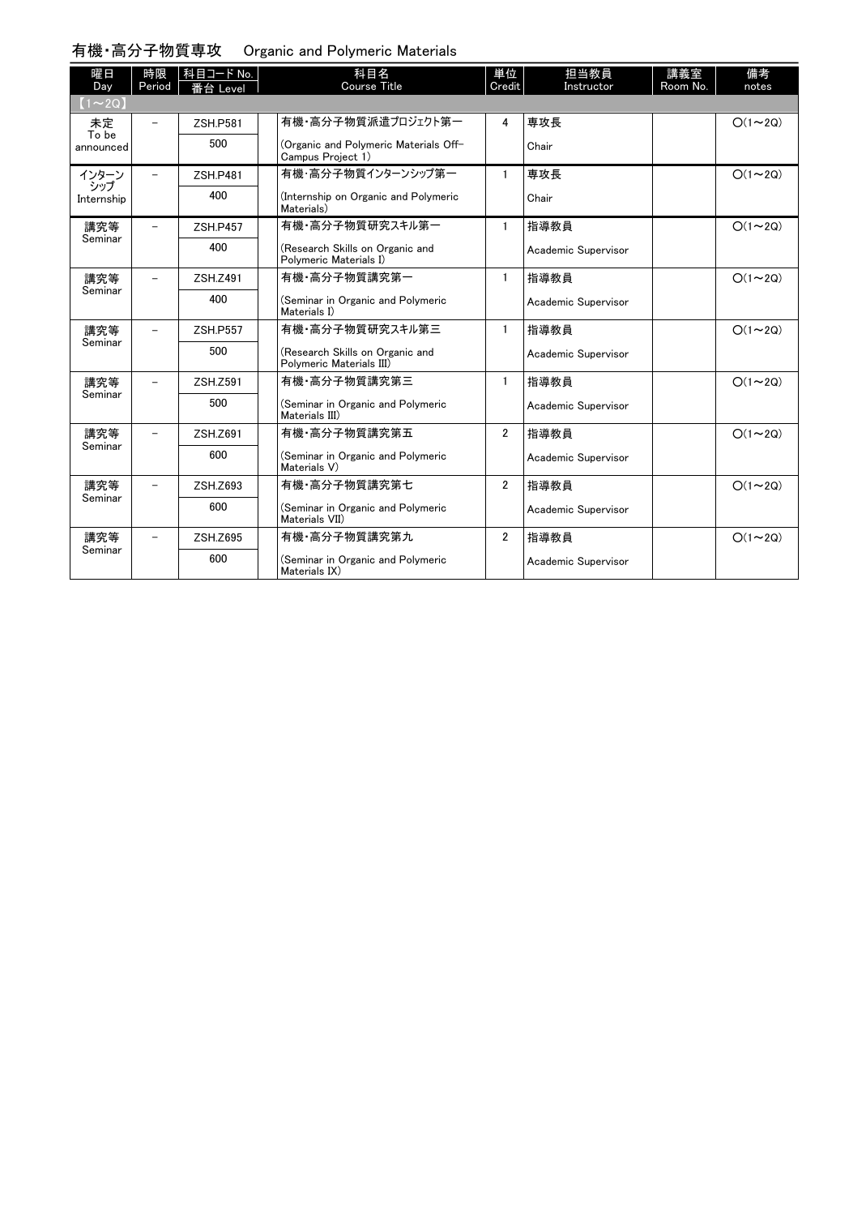## 有機・高分子物質専攻　Organic and Polymeric Materials

| 曜日 Day | 時限 Period | 科目コード No. 番台 Level | 科目名 Course Title | 単位 Credit | 担当教員 Instructor | 講義室 Room No. | 備考 notes |
|---|---|---|---|---|---|---|---|
| 【1～2Q】 | | | | | | | |
| 未定 To be announced | － | ZSH.P581<br>500 | 有機・高分子物質派遣プロジェクト第一<br>(Organic and Polymeric Materials Off-Campus Project 1) | 4 | 専攻長<br>Chair | | ○(1～2Q) |
| インターンシップ Internship | － | ZSH.P481<br>400 | 有機・高分子物質インターンシップ第一<br>(Internship on Organic and Polymeric Materials) | 1 | 専攻長<br>Chair | | ○(1～2Q) |
| 講究等 Seminar | － | ZSH.P457<br>400 | 有機・高分子物質研究スキル第一<br>(Research Skills on Organic and Polymeric Materials I) | 1 | 指導教員<br>Academic Supervisor | | ○(1～2Q) |
| 講究等 Seminar | － | ZSH.Z491<br>400 | 有機・高分子物質講究第一<br>(Seminar in Organic and Polymeric Materials I) | 1 | 指導教員<br>Academic Supervisor | | ○(1～2Q) |
| 講究等 Seminar | － | ZSH.P557<br>500 | 有機・高分子物質研究スキル第三<br>(Research Skills on Organic and Polymeric Materials III) | 1 | 指導教員<br>Academic Supervisor | | ○(1～2Q) |
| 講究等 Seminar | － | ZSH.Z591<br>500 | 有機・高分子物質講究第三<br>(Seminar in Organic and Polymeric Materials III) | 1 | 指導教員<br>Academic Supervisor | | ○(1～2Q) |
| 講究等 Seminar | － | ZSH.Z691<br>600 | 有機・高分子物質講究第五<br>(Seminar in Organic and Polymeric Materials V) | 2 | 指導教員<br>Academic Supervisor | | ○(1～2Q) |
| 講究等 Seminar | － | ZSH.Z693<br>600 | 有機・高分子物質講究第七<br>(Seminar in Organic and Polymeric Materials VII) | 2 | 指導教員<br>Academic Supervisor | | ○(1～2Q) |
| 講究等 Seminar | － | ZSH.Z695<br>600 | 有機・高分子物質講究第九<br>(Seminar in Organic and Polymeric Materials IX) | 2 | 指導教員<br>Academic Supervisor | | ○(1～2Q) |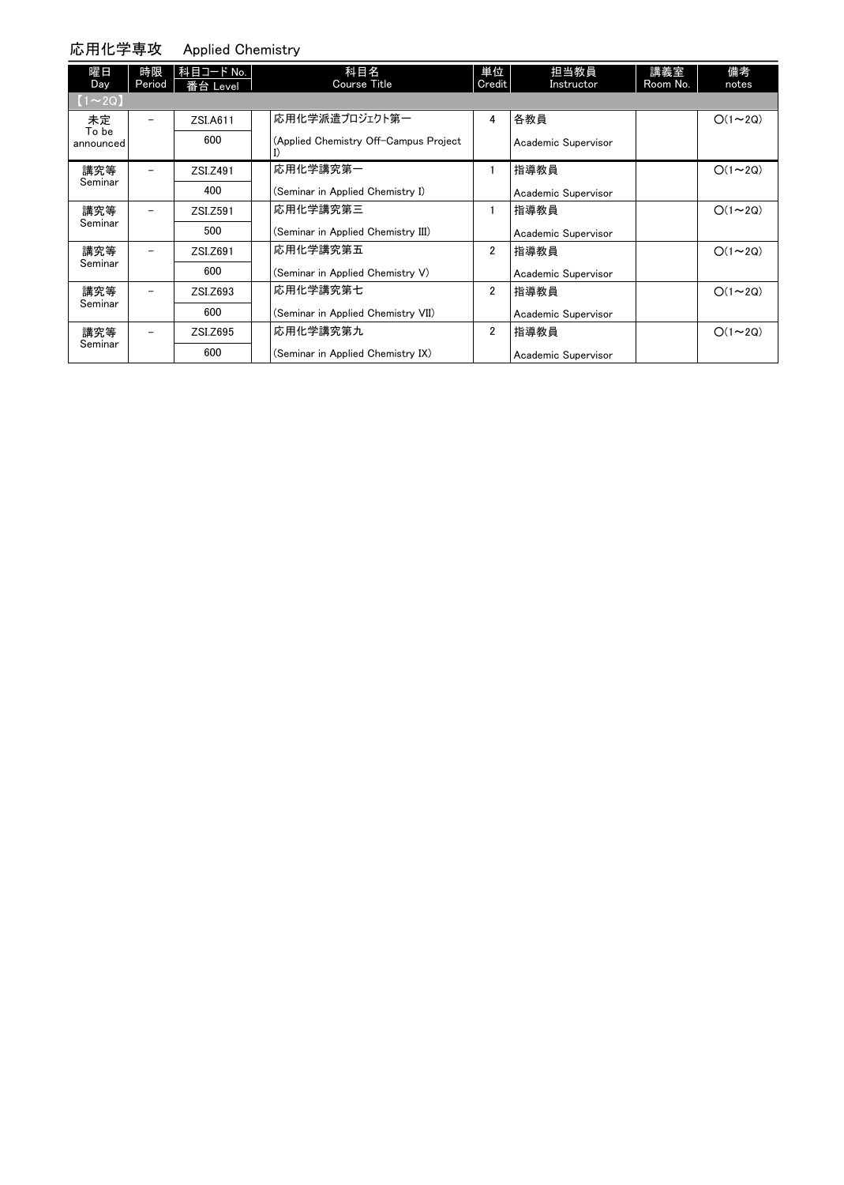## 応用化学専攻　Applied Chemistry

| 曜日 Day | 時限 Period | 科目コード No. 番台 Level | 科目名 Course Title | 単位 Credit | 担当教員 Instructor | 講義室 Room No. | 備考 notes |
|---|---|---|---|---|---|---|---|
| 【1～2Q】 | | | | | | | |
| 未定 To be announced | － | ZSI.A611 600 | 応用化学派遣プロジェクト第一 (Applied Chemistry Off-Campus Project I) | 4 | 各教員 Academic Supervisor | | ○(1～2Q) |
| 講究等 Seminar | － | ZSI.Z491 400 | 応用化学講究第一 (Seminar in Applied Chemistry I) | 1 | 指導教員 Academic Supervisor | | ○(1～2Q) |
| 講究等 Seminar | － | ZSI.Z591 500 | 応用化学講究第三 (Seminar in Applied Chemistry III) | 1 | 指導教員 Academic Supervisor | | ○(1～2Q) |
| 講究等 Seminar | － | ZSI.Z691 600 | 応用化学講究第五 (Seminar in Applied Chemistry V) | 2 | 指導教員 Academic Supervisor | | ○(1～2Q) |
| 講究等 Seminar | － | ZSI.Z693 600 | 応用化学講究第七 (Seminar in Applied Chemistry VII) | 2 | 指導教員 Academic Supervisor | | ○(1～2Q) |
| 講究等 Seminar | － | ZSI.Z695 600 | 応用化学講究第九 (Seminar in Applied Chemistry IX) | 2 | 指導教員 Academic Supervisor | | ○(1～2Q) |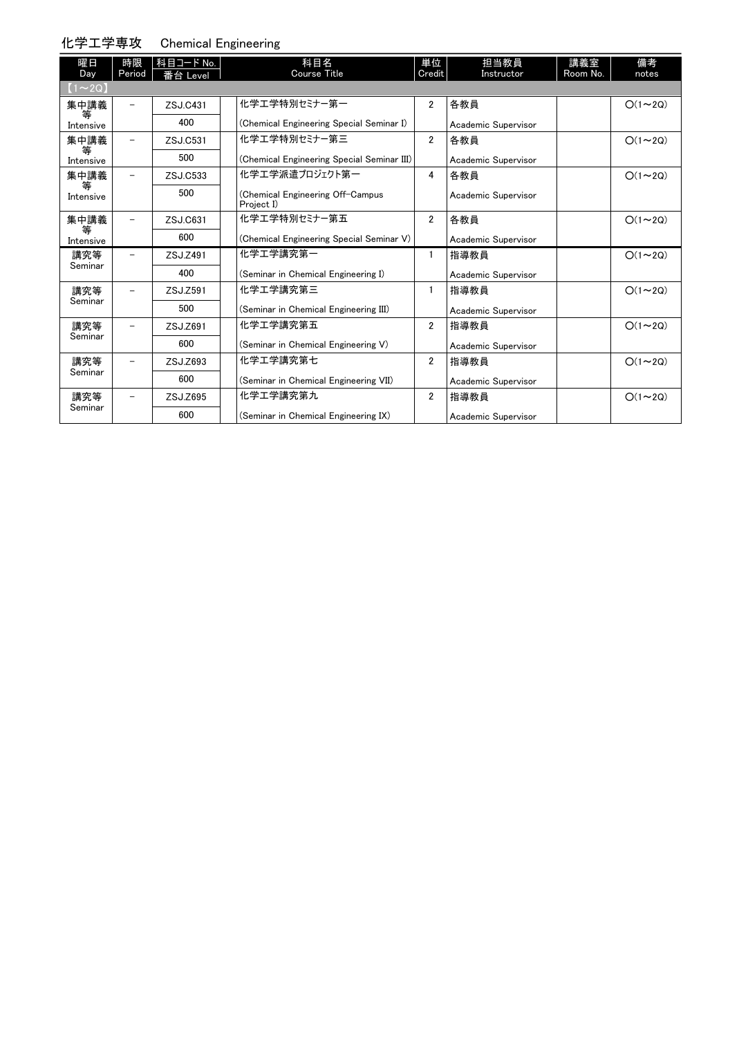## 化学工学専攻　Chemical Engineering

| 曜日 Day | 時限 Period | 科目コード No. 番台 Level | 科目名 Course Title | 単位 Credit | 担当教員 Instructor | 講義室 Room No. | 備考 notes |
|---|---|---|---|---|---|---|---|
| 【1～2Q】 | | | | | | | |
| 集中講義等 Intensive | － | ZSJ.C431 400 | 化学工学特別セミナー第一 (Chemical Engineering Special Seminar I) | 2 | 各教員 Academic Supervisor | | ○(1～2Q) |
| 集中講義等 Intensive | － | ZSJ.C531 500 | 化学工学特別セミナー第三 (Chemical Engineering Special Seminar III) | 2 | 各教員 Academic Supervisor | | ○(1～2Q) |
| 集中講義等 Intensive | － | ZSJ.C533 500 | 化学工学派遣プロジェクト第一 (Chemical Engineering Off-Campus Project I) | 4 | 各教員 Academic Supervisor | | ○(1～2Q) |
| 集中講義等 Intensive | － | ZSJ.C631 600 | 化学工学特別セミナー第五 (Chemical Engineering Special Seminar V) | 2 | 各教員 Academic Supervisor | | ○(1～2Q) |
| 講究等 Seminar | － | ZSJ.Z491 400 | 化学工学講究第一 (Seminar in Chemical Engineering I) | 1 | 指導教員 Academic Supervisor | | ○(1～2Q) |
| 講究等 Seminar | － | ZSJ.Z591 500 | 化学工学講究第三 (Seminar in Chemical Engineering III) | 1 | 指導教員 Academic Supervisor | | ○(1～2Q) |
| 講究等 Seminar | － | ZSJ.Z691 600 | 化学工学講究第五 (Seminar in Chemical Engineering V) | 2 | 指導教員 Academic Supervisor | | ○(1～2Q) |
| 講究等 Seminar | － | ZSJ.Z693 600 | 化学工学講究第七 (Seminar in Chemical Engineering VII) | 2 | 指導教員 Academic Supervisor | | ○(1～2Q) |
| 講究等 Seminar | － | ZSJ.Z695 600 | 化学工学講究第九 (Seminar in Chemical Engineering IX) | 2 | 指導教員 Academic Supervisor | | ○(1～2Q) |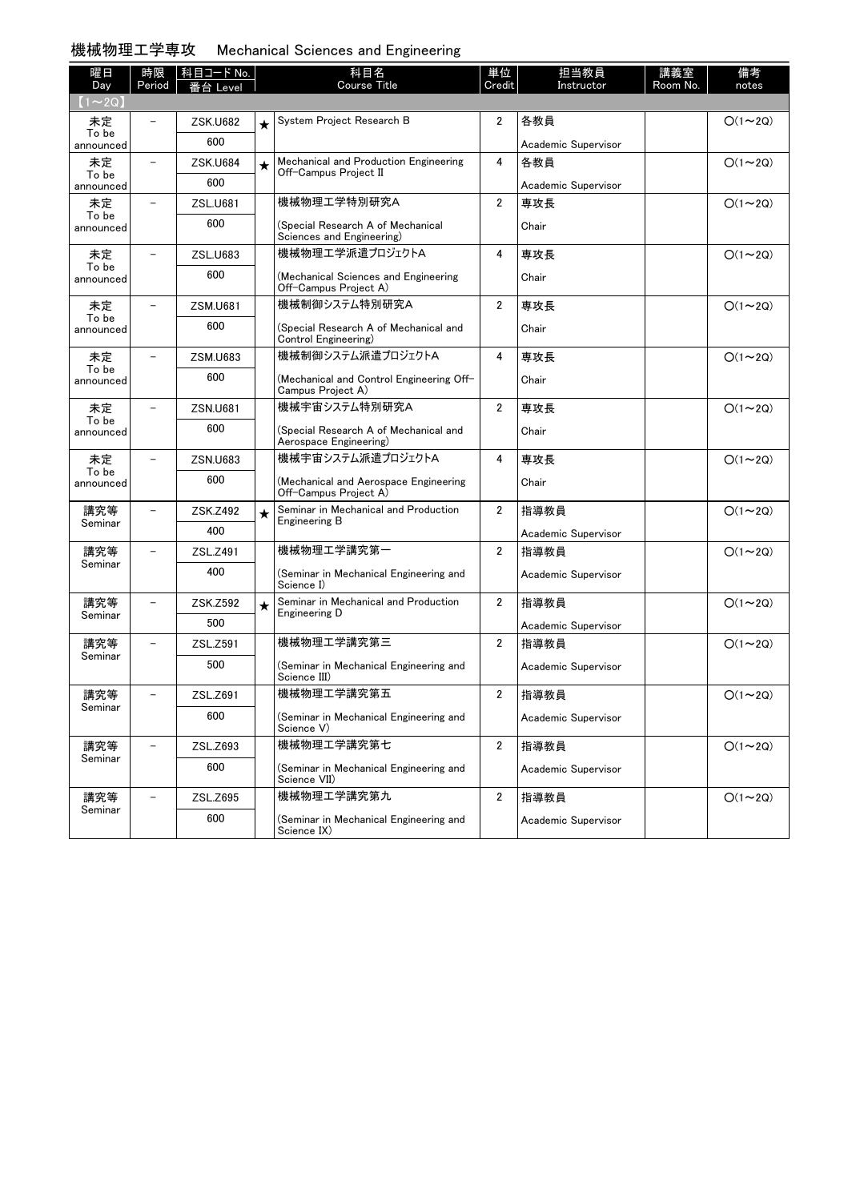## 機械物理工学専攻　Mechanical Sciences and Engineering

| 曜日 Day | 時限 Period | 科目コード No. 番台 Level | | 科目名 Course Title | 単位 Credit | 担当教員 Instructor | 講義室 Room No. | 備考 notes |
|---|---|---|---|---|---|---|---|---|
| 【1～2Q】 | | | | | | | | |
| 未定 To be announced | － | ZSK.U682 600 | ★ | System Project Research B | 2 | 各教員 Academic Supervisor | | ○(1～2Q) |
| 未定 To be announced | － | ZSK.U684 600 | ★ | Mechanical and Production Engineering Off-Campus Project II | 4 | 各教員 Academic Supervisor | | ○(1～2Q) |
| 未定 To be announced | － | ZSL.U681 600 | | 機械物理工学特別研究A (Special Research A of Mechanical Sciences and Engineering) | 2 | 専攻長 Chair | | ○(1～2Q) |
| 未定 To be announced | － | ZSL.U683 600 | | 機械物理工学派遣プロジェクトA (Mechanical Sciences and Engineering Off-Campus Project A) | 4 | 専攻長 Chair | | ○(1～2Q) |
| 未定 To be announced | － | ZSM.U681 600 | | 機械制御システム特別研究A (Special Research A of Mechanical and Control Engineering) | 2 | 専攻長 Chair | | ○(1～2Q) |
| 未定 To be announced | － | ZSM.U683 600 | | 機械制御システム派遣プロジェクトA (Mechanical and Control Engineering Off-Campus Project A) | 4 | 専攻長 Chair | | ○(1～2Q) |
| 未定 To be announced | － | ZSN.U681 600 | | 機械宇宙システム特別研究A (Special Research A of Mechanical and Aerospace Engineering) | 2 | 専攻長 Chair | | ○(1～2Q) |
| 未定 To be announced | － | ZSN.U683 600 | | 機械宇宙システム派遣プロジェクトA (Mechanical and Aerospace Engineering Off-Campus Project A) | 4 | 専攻長 Chair | | ○(1～2Q) |
| 講究等 Seminar | － | ZSK.Z492 400 | ★ | Seminar in Mechanical and Production Engineering B | 2 | 指導教員 Academic Supervisor | | ○(1～2Q) |
| 講究等 Seminar | － | ZSL.Z491 400 | | 機械物理工学講究第一 (Seminar in Mechanical Engineering and Science I) | 2 | 指導教員 Academic Supervisor | | ○(1～2Q) |
| 講究等 Seminar | － | ZSK.Z592 500 | ★ | Seminar in Mechanical and Production Engineering D | 2 | 指導教員 Academic Supervisor | | ○(1～2Q) |
| 講究等 Seminar | － | ZSL.Z591 500 | | 機械物理工学講究第三 (Seminar in Mechanical Engineering and Science III) | 2 | 指導教員 Academic Supervisor | | ○(1～2Q) |
| 講究等 Seminar | － | ZSL.Z691 600 | | 機械物理工学講究第五 (Seminar in Mechanical Engineering and Science V) | 2 | 指導教員 Academic Supervisor | | ○(1～2Q) |
| 講究等 Seminar | － | ZSL.Z693 600 | | 機械物理工学講究第七 (Seminar in Mechanical Engineering and Science VII) | 2 | 指導教員 Academic Supervisor | | ○(1～2Q) |
| 講究等 Seminar | － | ZSL.Z695 600 | | 機械物理工学講究第九 (Seminar in Mechanical Engineering and Science IX) | 2 | 指導教員 Academic Supervisor | | ○(1～2Q) |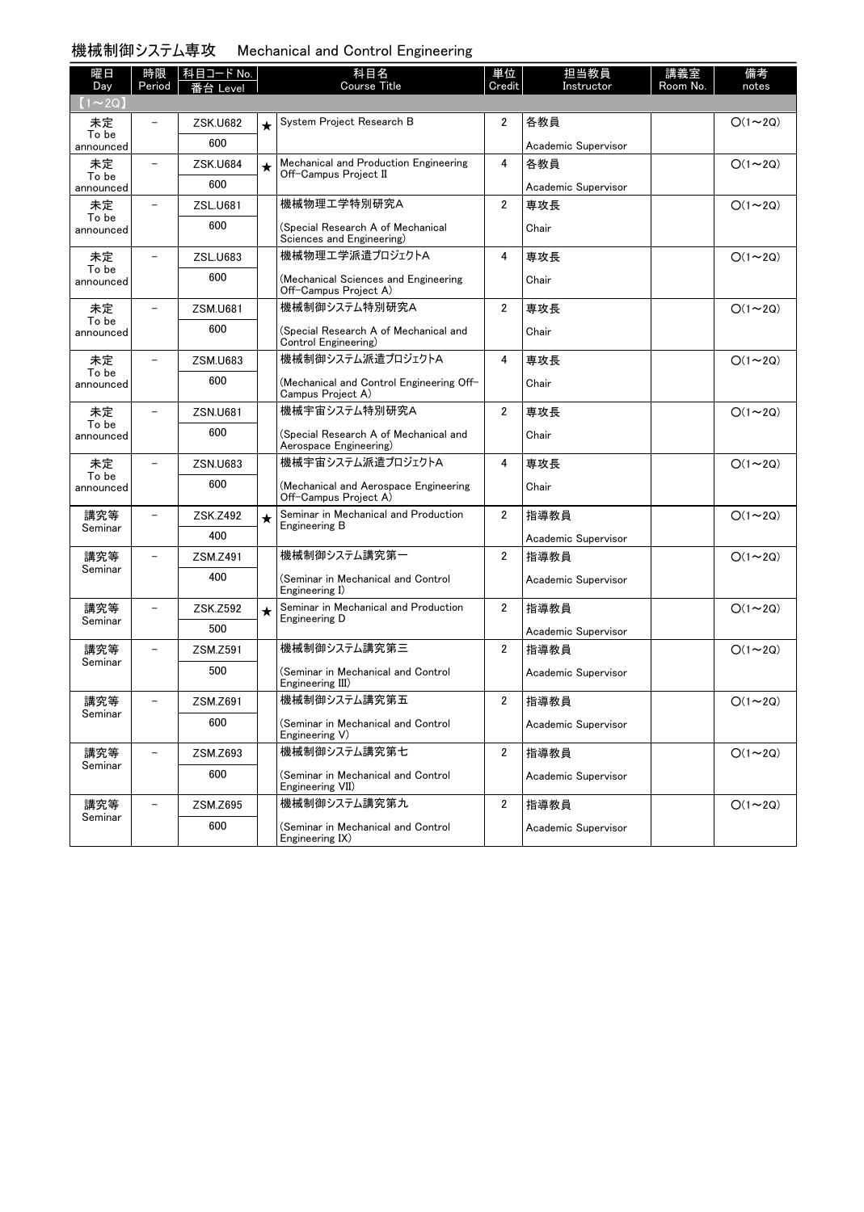## 機械制御システム専攻　Mechanical and Control Engineering

| 曜日 Day | 時限 Period | 科目コード No. 番台 Level | | 科目名 Course Title | 単位 Credit | 担当教員 Instructor | 講義室 Room No. | 備考 notes |
|---|---|---|---|---|---|---|---|---|
| 【1～2Q】 | | | | | | | | |
| 未定 To be announced | － | ZSK.U682 600 | ★ | System Project Research B | 2 | 各教員 Academic Supervisor | | ○(1～2Q) |
| 未定 To be announced | － | ZSK.U684 600 | ★ | Mechanical and Production Engineering Off-Campus Project II | 4 | 各教員 Academic Supervisor | | ○(1～2Q) |
| 未定 To be announced | － | ZSL.U681 600 | | 機械物理工学特別研究A (Special Research A of Mechanical Sciences and Engineering) | 2 | 専攻長 Chair | | ○(1～2Q) |
| 未定 To be announced | － | ZSL.U683 600 | | 機械物理工学派遣プロジェクトA (Mechanical Sciences and Engineering Off-Campus Project A) | 4 | 専攻長 Chair | | ○(1～2Q) |
| 未定 To be announced | － | ZSM.U681 600 | | 機械制御システム特別研究A (Special Research A of Mechanical and Control Engineering) | 2 | 専攻長 Chair | | ○(1～2Q) |
| 未定 To be announced | － | ZSM.U683 600 | | 機械制御システム派遣プロジェクトA (Mechanical and Control Engineering Off-Campus Project A) | 4 | 専攻長 Chair | | ○(1～2Q) |
| 未定 To be announced | － | ZSN.U681 600 | | 機械宇宙システム特別研究A (Special Research A of Mechanical and Aerospace Engineering) | 2 | 専攻長 Chair | | ○(1～2Q) |
| 未定 To be announced | － | ZSN.U683 600 | | 機械宇宙システム派遣プロジェクトA (Mechanical and Aerospace Engineering Off-Campus Project A) | 4 | 専攻長 Chair | | ○(1～2Q) |
| 講究等 Seminar | － | ZSK.Z492 400 | ★ | Seminar in Mechanical and Production Engineering B | 2 | 指導教員 Academic Supervisor | | ○(1～2Q) |
| 講究等 Seminar | － | ZSM.Z491 400 | | 機械制御システム講究第一 (Seminar in Mechanical and Control Engineering I) | 2 | 指導教員 Academic Supervisor | | ○(1～2Q) |
| 講究等 Seminar | － | ZSK.Z592 500 | ★ | Seminar in Mechanical and Production Engineering D | 2 | 指導教員 Academic Supervisor | | ○(1～2Q) |
| 講究等 Seminar | － | ZSM.Z591 500 | | 機械制御システム講究第三 (Seminar in Mechanical and Control Engineering III) | 2 | 指導教員 Academic Supervisor | | ○(1～2Q) |
| 講究等 Seminar | － | ZSM.Z691 600 | | 機械制御システム講究第五 (Seminar in Mechanical and Control Engineering V) | 2 | 指導教員 Academic Supervisor | | ○(1～2Q) |
| 講究等 Seminar | － | ZSM.Z693 600 | | 機械制御システム講究第七 (Seminar in Mechanical and Control Engineering VII) | 2 | 指導教員 Academic Supervisor | | ○(1～2Q) |
| 講究等 Seminar | － | ZSM.Z695 600 | | 機械制御システム講究第九 (Seminar in Mechanical and Control Engineering IX) | 2 | 指導教員 Academic Supervisor | | ○(1～2Q) |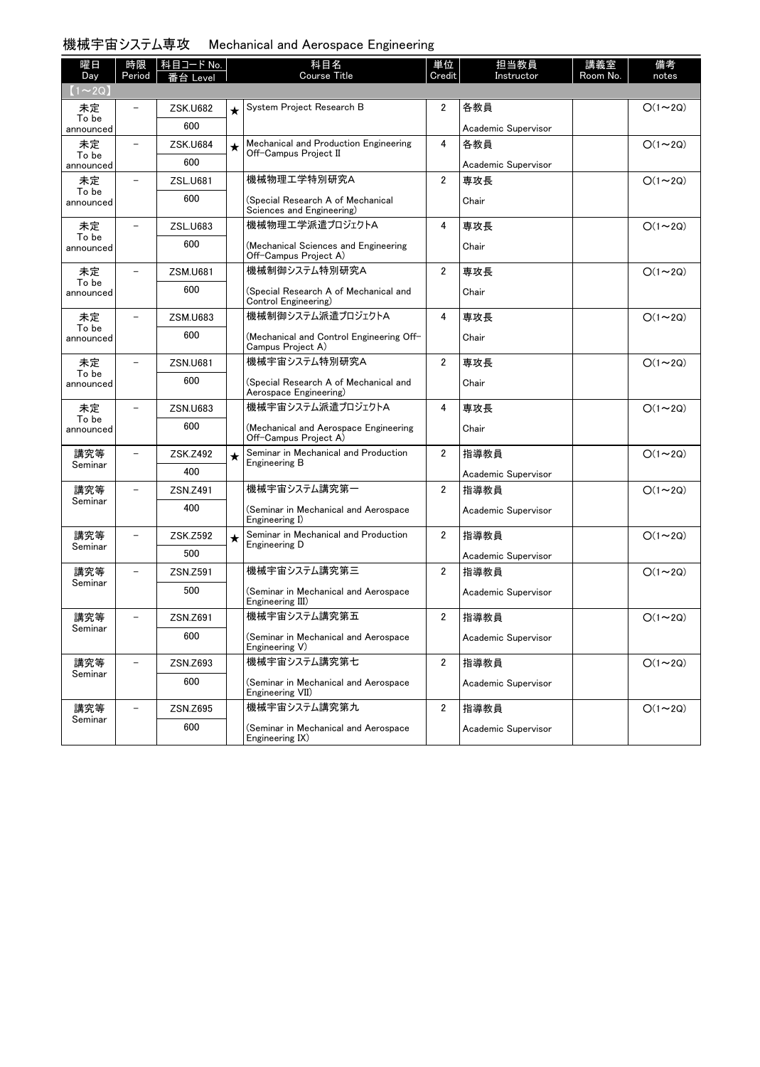## 機械宇宙システム専攻　Mechanical and Aerospace Engineering

| 曜日 Day | 時限 Period | 科目コード No. 番台 Level | | 科目名 Course Title | 単位 Credit | 担当教員 Instructor | 講義室 Room No. | 備考 notes |
|---|---|---|---|---|---|---|---|---|
| 【1～2Q】 | | | | | | | | |
| 未定 To be announced | – | ZSK.U682 600 | ★ | System Project Research B | 2 | 各教員 Academic Supervisor | | ○(1～2Q) |
| 未定 To be announced | – | ZSK.U684 600 | ★ | Mechanical and Production Engineering Off-Campus Project II | 4 | 各教員 Academic Supervisor | | ○(1～2Q) |
| 未定 To be announced | – | ZSL.U681 600 | | 機械物理工学特別研究A (Special Research A of Mechanical Sciences and Engineering) | 2 | 専攻長 Chair | | ○(1～2Q) |
| 未定 To be announced | – | ZSL.U683 600 | | 機械物理工学派遣プロジェクトA (Mechanical Sciences and Engineering Off-Campus Project A) | 4 | 専攻長 Chair | | ○(1～2Q) |
| 未定 To be announced | – | ZSM.U681 600 | | 機械制御システム特別研究A (Special Research A of Mechanical and Control Engineering) | 2 | 専攻長 Chair | | ○(1～2Q) |
| 未定 To be announced | – | ZSM.U683 600 | | 機械制御システム派遣プロジェクトA (Mechanical and Control Engineering Off-Campus Project A) | 4 | 専攻長 Chair | | ○(1～2Q) |
| 未定 To be announced | – | ZSN.U681 600 | | 機械宇宙システム特別研究A (Special Research A of Mechanical and Aerospace Engineering) | 2 | 専攻長 Chair | | ○(1～2Q) |
| 未定 To be announced | – | ZSN.U683 600 | | 機械宇宙システム派遣プロジェクトA (Mechanical and Aerospace Engineering Off-Campus Project A) | 4 | 専攻長 Chair | | ○(1～2Q) |
| 講究等 Seminar | – | ZSK.Z492 400 | ★ | Seminar in Mechanical and Production Engineering B | 2 | 指導教員 Academic Supervisor | | ○(1～2Q) |
| 講究等 Seminar | – | ZSN.Z491 400 | | 機械宇宙システム講究第一 (Seminar in Mechanical and Aerospace Engineering I) | 2 | 指導教員 Academic Supervisor | | ○(1～2Q) |
| 講究等 Seminar | – | ZSK.Z592 500 | ★ | Seminar in Mechanical and Production Engineering D | 2 | 指導教員 Academic Supervisor | | ○(1～2Q) |
| 講究等 Seminar | – | ZSN.Z591 500 | | 機械宇宙システム講究第三 (Seminar in Mechanical and Aerospace Engineering III) | 2 | 指導教員 Academic Supervisor | | ○(1～2Q) |
| 講究等 Seminar | – | ZSN.Z691 600 | | 機械宇宙システム講究第五 (Seminar in Mechanical and Aerospace Engineering V) | 2 | 指導教員 Academic Supervisor | | ○(1～2Q) |
| 講究等 Seminar | – | ZSN.Z693 600 | | 機械宇宙システム講究第七 (Seminar in Mechanical and Aerospace Engineering VII) | 2 | 指導教員 Academic Supervisor | | ○(1～2Q) |
| 講究等 Seminar | – | ZSN.Z695 600 | | 機械宇宙システム講究第九 (Seminar in Mechanical and Aerospace Engineering IX) | 2 | 指導教員 Academic Supervisor | | ○(1～2Q) |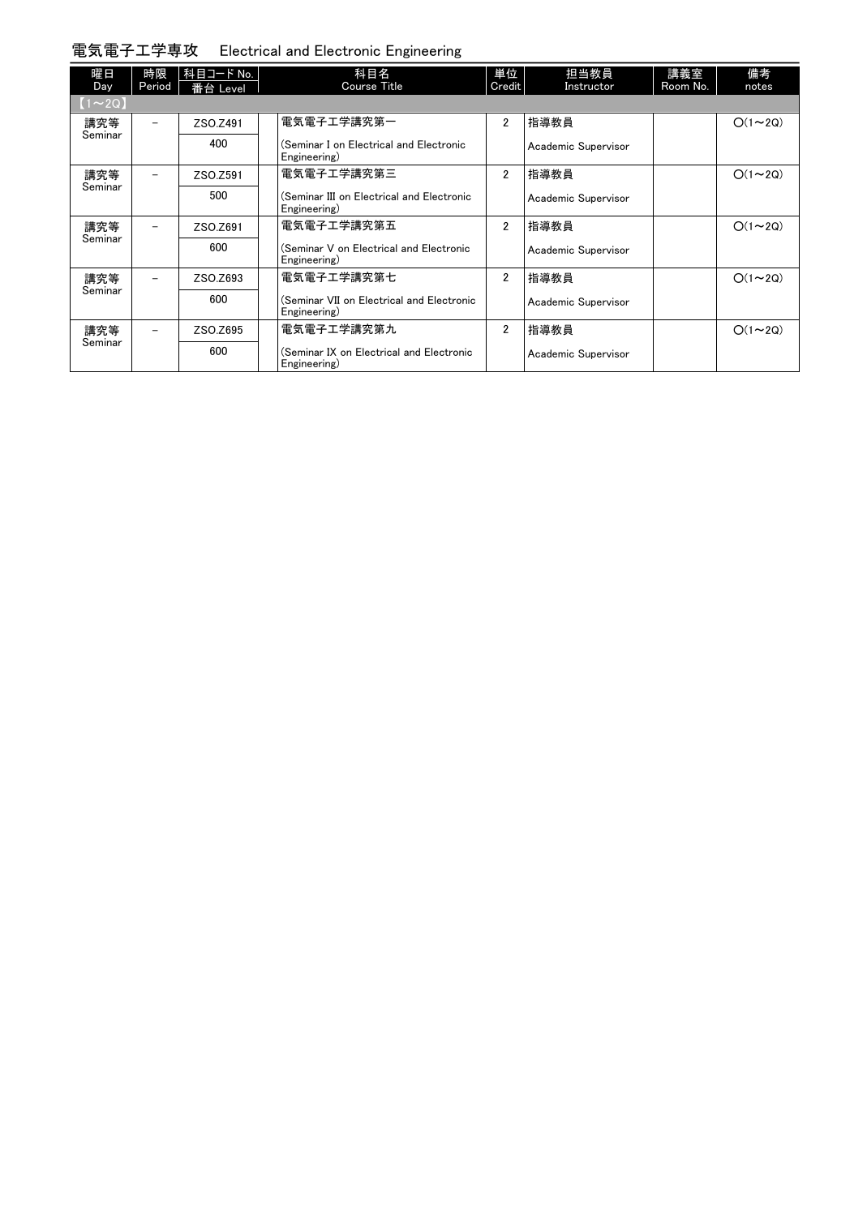## 電気電子工学専攻　Electrical and Electronic Engineering

| 曜日 Day | 時限 Period | 科目コード No. 番台 Level | 科目名 Course Title | 単位 Credit | 担当教員 Instructor | 講義室 Room No. | 備考 notes |
|---|---|---|---|---|---|---|---|
| 【1～2Q】 | | | | | | | |
| 講究等 Seminar | － | ZSO.Z491<br>400 | 電気電子工学講究第一<br>(Seminar I on Electrical and Electronic Engineering) | 2 | 指導教員<br>Academic Supervisor | | ○(1～2Q) |
| 講究等 Seminar | － | ZSO.Z591<br>500 | 電気電子工学講究第三<br>(Seminar III on Electrical and Electronic Engineering) | 2 | 指導教員<br>Academic Supervisor | | ○(1～2Q) |
| 講究等 Seminar | － | ZSO.Z691<br>600 | 電気電子工学講究第五<br>(Seminar V on Electrical and Electronic Engineering) | 2 | 指導教員<br>Academic Supervisor | | ○(1～2Q) |
| 講究等 Seminar | － | ZSO.Z693<br>600 | 電気電子工学講究第七<br>(Seminar VII on Electrical and Electronic Engineering) | 2 | 指導教員<br>Academic Supervisor | | ○(1～2Q) |
| 講究等 Seminar | － | ZSO.Z695<br>600 | 電気電子工学講究第九<br>(Seminar IX on Electrical and Electronic Engineering) | 2 | 指導教員<br>Academic Supervisor | | ○(1～2Q) |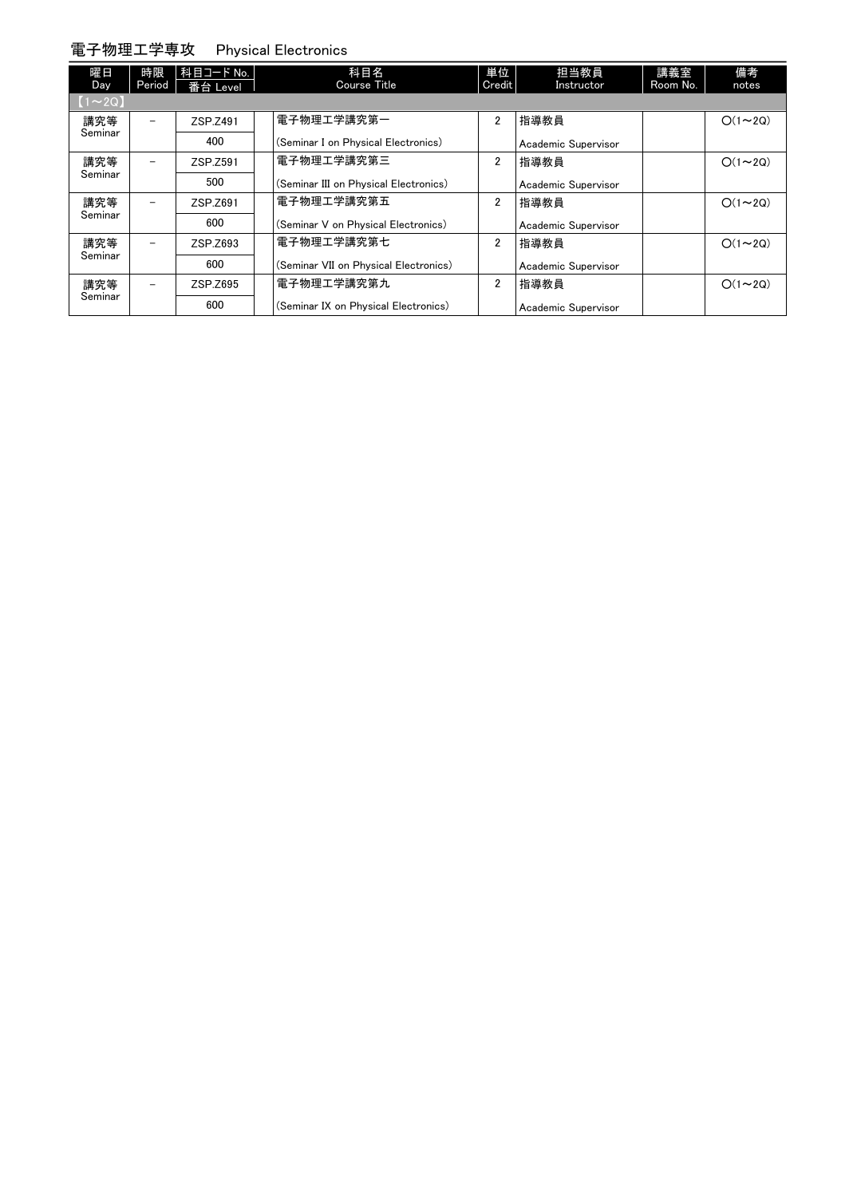## 電子物理工学専攻　Physical Electronics

| 曜日 Day | 時限 Period | 科目コード No. 番台 Level | 科目名 Course Title | 単位 Credit | 担当教員 Instructor | 講義室 Room No. | 備考 notes |
|---|---|---|---|---|---|---|---|
| 【1～2Q】 | | | | | | | |
| 講究等 Seminar | － | ZSP.Z491 400 | 電子物理工学講究第一 (Seminar I on Physical Electronics) | 2 | 指導教員 Academic Supervisor | | ○(1～2Q) |
| 講究等 Seminar | － | ZSP.Z591 500 | 電子物理工学講究第三 (Seminar III on Physical Electronics) | 2 | 指導教員 Academic Supervisor | | ○(1～2Q) |
| 講究等 Seminar | － | ZSP.Z691 600 | 電子物理工学講究第五 (Seminar V on Physical Electronics) | 2 | 指導教員 Academic Supervisor | | ○(1～2Q) |
| 講究等 Seminar | － | ZSP.Z693 600 | 電子物理工学講究第七 (Seminar VII on Physical Electronics) | 2 | 指導教員 Academic Supervisor | | ○(1～2Q) |
| 講究等 Seminar | － | ZSP.Z695 600 | 電子物理工学講究第九 (Seminar IX on Physical Electronics) | 2 | 指導教員 Academic Supervisor | | ○(1～2Q) |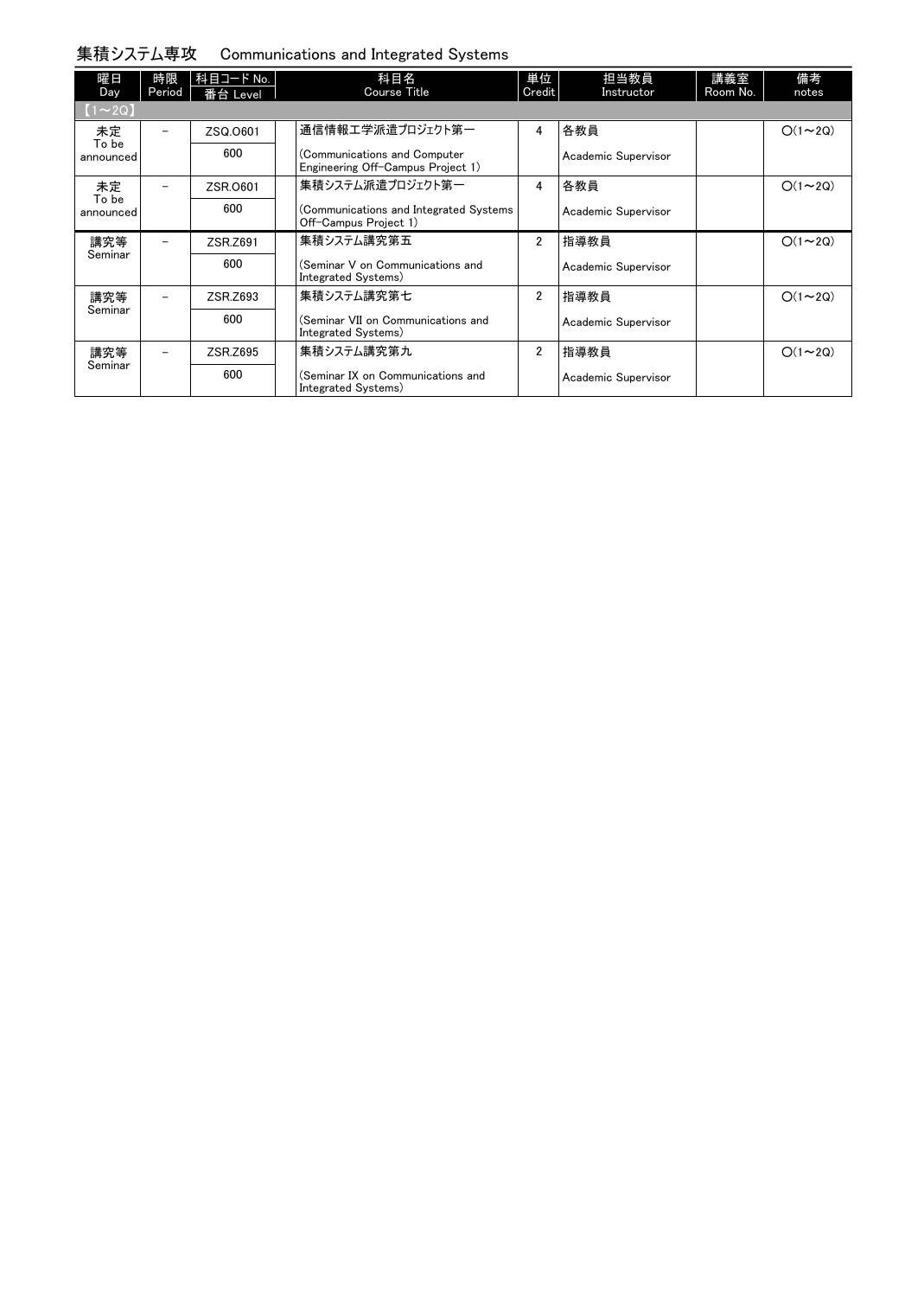## 集積システム専攻　Communications and Integrated Systems

| 曜日 Day | 時限 Period | 科目コード No. 番台 Level | 科目名 Course Title | 単位 Credit | 担当教員 Instructor | 講義室 Room No. | 備考 notes |
|---|---|---|---|---|---|---|---|
| 【1～2Q】 | | | | | | | |
| 未定 To be announced | － | ZSQ.O601 600 | 通信情報工学派遣プロジェクト第一 (Communications and Computer Engineering Off-Campus Project 1) | 4 | 各教員 Academic Supervisor | | ○(1～2Q) |
| 未定 To be announced | － | ZSR.O601 600 | 集積システム派遣プロジェクト第一 (Communications and Integrated Systems Off-Campus Project 1) | 4 | 各教員 Academic Supervisor | | ○(1～2Q) |
| 講究等 Seminar | － | ZSR.Z691 600 | 集積システム講究第五 (Seminar V on Communications and Integrated Systems) | 2 | 指導教員 Academic Supervisor | | ○(1～2Q) |
| 講究等 Seminar | － | ZSR.Z693 600 | 集積システム講究第七 (Seminar VII on Communications and Integrated Systems) | 2 | 指導教員 Academic Supervisor | | ○(1～2Q) |
| 講究等 Seminar | － | ZSR.Z695 600 | 集積システム講究第九 (Seminar IX on Communications and Integrated Systems) | 2 | 指導教員 Academic Supervisor | | ○(1～2Q) |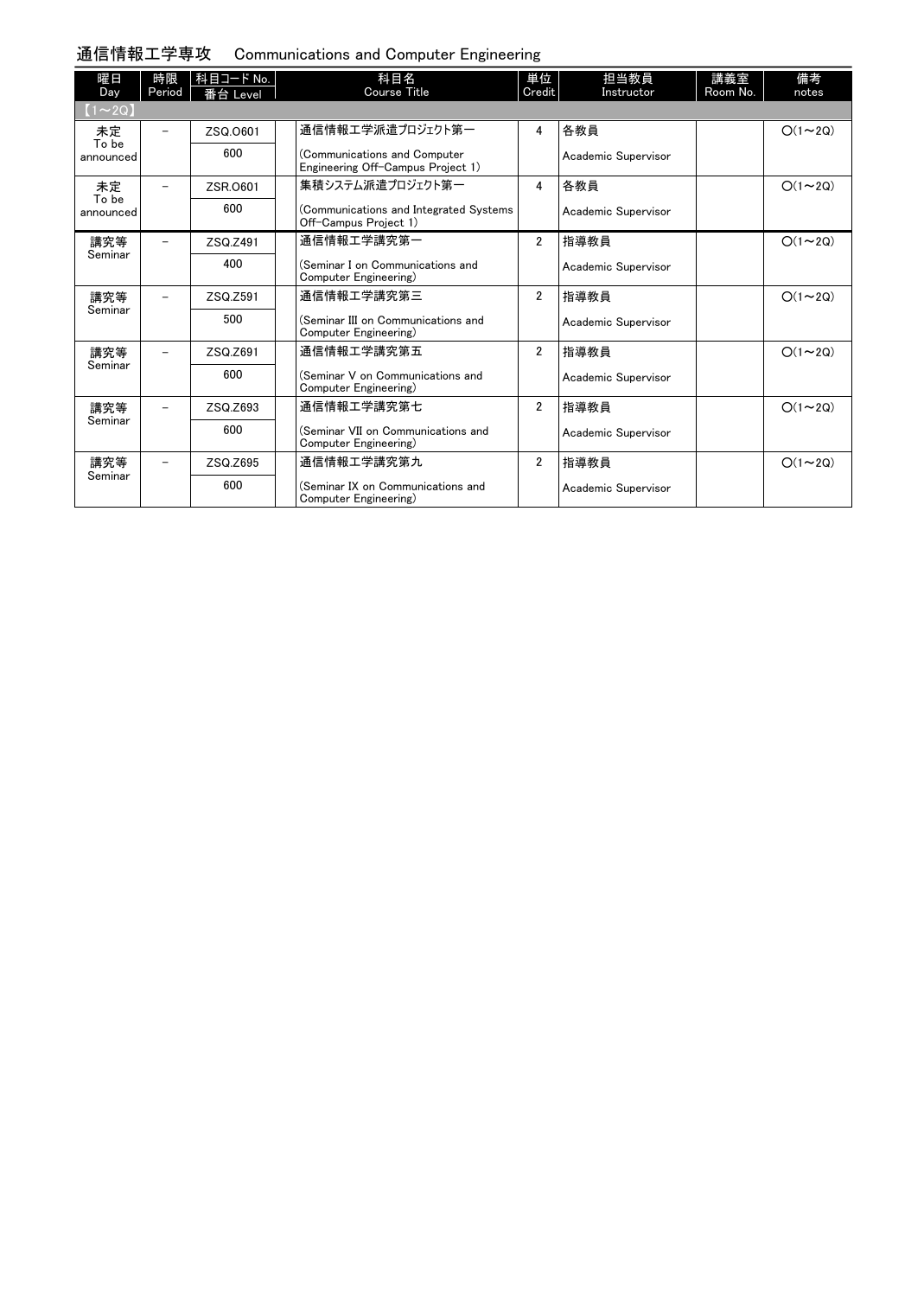## 通信情報工学専攻　Communications and Computer Engineering

| 曜日 Day | 時限 Period | 科目コード No. 番台 Level | 科目名 Course Title | 単位 Credit | 担当教員 Instructor | 講義室 Room No. | 備考 notes |
|---|---|---|---|---|---|---|---|
| 【1～2Q】 | | | | | | | |
| 未定 To be announced | － | ZSQ.O601 600 | 通信情報工学派遣プロジェクト第一 (Communications and Computer Engineering Off-Campus Project 1) | 4 | 各教員 Academic Supervisor | | ○(1～2Q) |
| 未定 To be announced | － | ZSR.O601 600 | 集積システム派遣プロジェクト第一 (Communications and Integrated Systems Off-Campus Project 1) | 4 | 各教員 Academic Supervisor | | ○(1～2Q) |
| 講究等 Seminar | － | ZSQ.Z491 400 | 通信情報工学講究第一 (Seminar I on Communications and Computer Engineering) | 2 | 指導教員 Academic Supervisor | | ○(1～2Q) |
| 講究等 Seminar | － | ZSQ.Z591 500 | 通信情報工学講究第三 (Seminar III on Communications and Computer Engineering) | 2 | 指導教員 Academic Supervisor | | ○(1～2Q) |
| 講究等 Seminar | － | ZSQ.Z691 600 | 通信情報工学講究第五 (Seminar V on Communications and Computer Engineering) | 2 | 指導教員 Academic Supervisor | | ○(1～2Q) |
| 講究等 Seminar | － | ZSQ.Z693 600 | 通信情報工学講究第七 (Seminar VII on Communications and Computer Engineering) | 2 | 指導教員 Academic Supervisor | | ○(1～2Q) |
| 講究等 Seminar | － | ZSQ.Z695 600 | 通信情報工学講究第九 (Seminar IX on Communications and Computer Engineering) | 2 | 指導教員 Academic Supervisor | | ○(1～2Q) |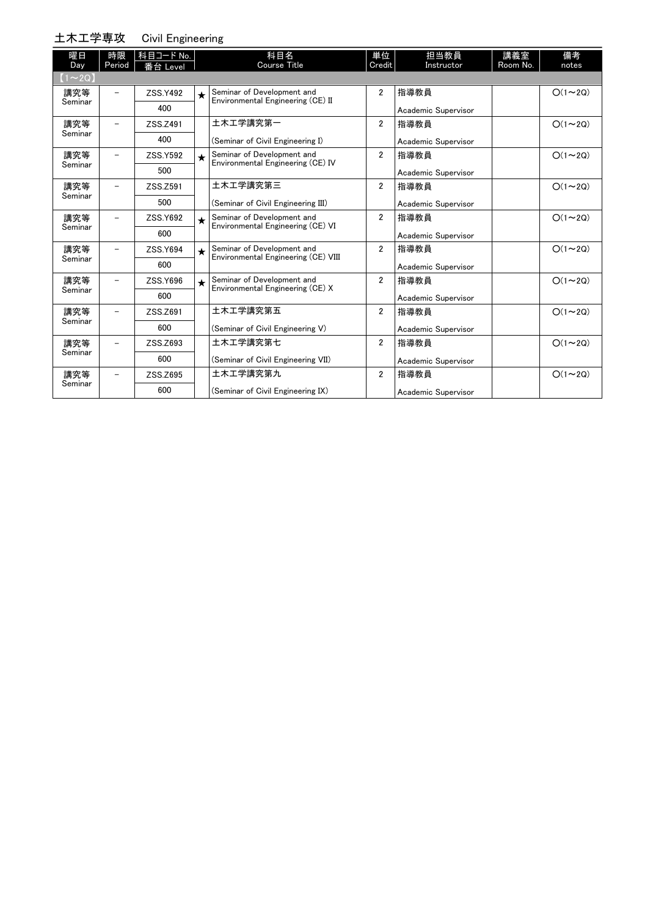## 土木工学専攻　Civil Engineering

| 曜日 Day | 時限 Period | 科目コード No. 番台 Level | | 科目名 Course Title | 単位 Credit | 担当教員 Instructor | 講義室 Room No. | 備考 notes |
|---|---|---|---|---|---|---|---|---|
| 【1～2Q】 | | | | | | | | |
| 講究等 Seminar | － | ZSS.Y492 400 | ★ | Seminar of Development and Environmental Engineering (CE) II | 2 | 指導教員 Academic Supervisor | | ○(1～2Q) |
| 講究等 Seminar | － | ZSS.Z491 400 | | 土木工学講究第一 (Seminar of Civil Engineering I) | 2 | 指導教員 Academic Supervisor | | ○(1～2Q) |
| 講究等 Seminar | － | ZSS.Y592 500 | ★ | Seminar of Development and Environmental Engineering (CE) IV | 2 | 指導教員 Academic Supervisor | | ○(1～2Q) |
| 講究等 Seminar | － | ZSS.Z591 500 | | 土木工学講究第三 (Seminar of Civil Engineering III) | 2 | 指導教員 Academic Supervisor | | ○(1～2Q) |
| 講究等 Seminar | － | ZSS.Y692 600 | ★ | Seminar of Development and Environmental Engineering (CE) VI | 2 | 指導教員 Academic Supervisor | | ○(1～2Q) |
| 講究等 Seminar | － | ZSS.Y694 600 | ★ | Seminar of Development and Environmental Engineering (CE) VIII | 2 | 指導教員 Academic Supervisor | | ○(1～2Q) |
| 講究等 Seminar | － | ZSS.Y696 600 | ★ | Seminar of Development and Environmental Engineering (CE) X | 2 | 指導教員 Academic Supervisor | | ○(1～2Q) |
| 講究等 Seminar | － | ZSS.Z691 600 | | 土木工学講究第五 (Seminar of Civil Engineering V) | 2 | 指導教員 Academic Supervisor | | ○(1～2Q) |
| 講究等 Seminar | － | ZSS.Z693 600 | | 土木工学講究第七 (Seminar of Civil Engineering VII) | 2 | 指導教員 Academic Supervisor | | ○(1～2Q) |
| 講究等 Seminar | － | ZSS.Z695 600 | | 土木工学講究第九 (Seminar of Civil Engineering IX) | 2 | 指導教員 Academic Supervisor | | ○(1～2Q) |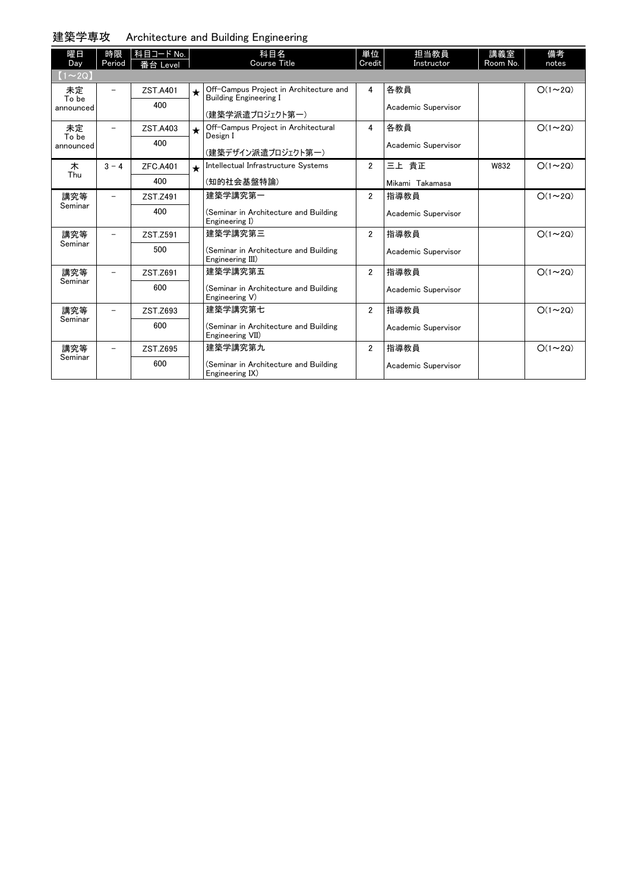## 建築学専攻　Architecture and Building Engineering

| 曜日 Day | 時限 Period | 科目コード No. 番台 Level | | 科目名 Course Title | 単位 Credit | 担当教員 Instructor | 講義室 Room No. | 備考 notes |
|---|---|---|---|---|---|---|---|---|
| 【1～2Q】 | | | | | | | | |
| 未定 To be announced | － | ZST.A401 400 | ★ | Off-Campus Project in Architecture and Building Engineering I (建築学派遣プロジェクト第一) | 4 | 各教員 Academic Supervisor | | ○(1～2Q) |
| 未定 To be announced | － | ZST.A403 400 | ★ | Off-Campus Project in Architectural Design I (建築デザイン派遣プロジェクト第一) | 4 | 各教員 Academic Supervisor | | ○(1～2Q) |
| 木 Thu | 3－4 | ZFC.A401 400 | ★ | Intellectual Infrastructure Systems (知的社会基盤特論) | 2 | 三上 貴正 Mikami Takamasa | W832 | ○(1～2Q) |
| 講究等 Seminar | － | ZST.Z491 400 | | 建築学講究第一 (Seminar in Architecture and Building Engineering I) | 2 | 指導教員 Academic Supervisor | | ○(1～2Q) |
| 講究等 Seminar | － | ZST.Z591 500 | | 建築学講究第三 (Seminar in Architecture and Building Engineering III) | 2 | 指導教員 Academic Supervisor | | ○(1～2Q) |
| 講究等 Seminar | － | ZST.Z691 600 | | 建築学講究第五 (Seminar in Architecture and Building Engineering V) | 2 | 指導教員 Academic Supervisor | | ○(1～2Q) |
| 講究等 Seminar | － | ZST.Z693 600 | | 建築学講究第七 (Seminar in Architecture and Building Engineering VII) | 2 | 指導教員 Academic Supervisor | | ○(1～2Q) |
| 講究等 Seminar | － | ZST.Z695 600 | | 建築学講究第九 (Seminar in Architecture and Building Engineering IX) | 2 | 指導教員 Academic Supervisor | | ○(1～2Q) |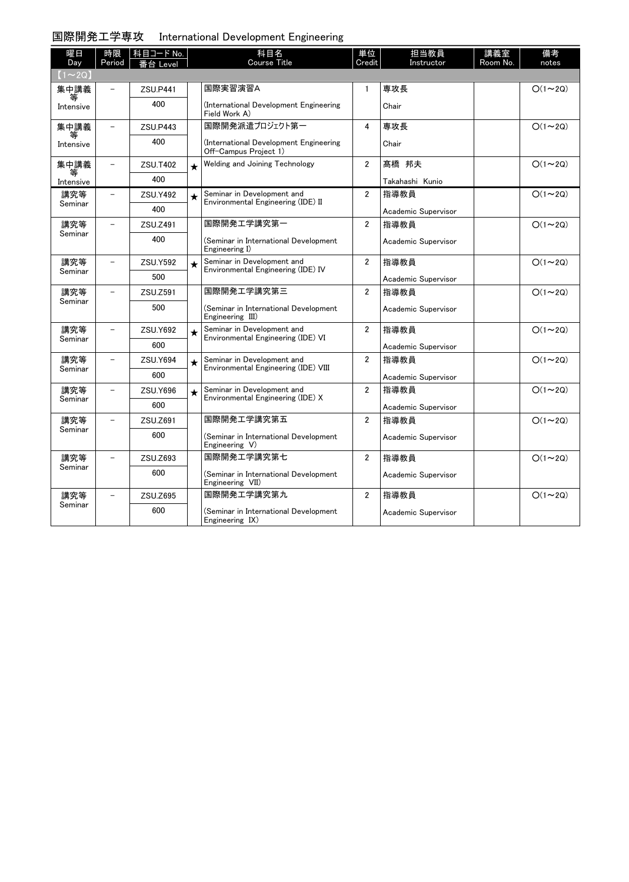## 国際開発工学専攻　International Development Engineering

| 曜日 Day | 時限 Period | 科目コード No. 番台 Level | | 科目名 Course Title | 単位 Credit | 担当教員 Instructor | 講義室 Room No. | 備考 notes |
|---|---|---|---|---|---|---|---|---|
| 【1～2Q】 | | | | | | | | |
| 集中講義等 Intensive | － | ZSU.P441 400 | | 国際実習演習A (International Development Engineering Field Work A) | 1 | 専攻長 Chair | | ○(1～2Q) |
| 集中講義等 Intensive | － | ZSU.P443 400 | | 国際開発派遣プロジェクト第一 (International Development Engineering Off-Campus Project 1) | 4 | 専攻長 Chair | | ○(1～2Q) |
| 集中講義等 Intensive | － | ZSU.T402 400 | ★ | Welding and Joining Technology | 2 | 髙橋 邦夫 Takahashi Kunio | | ○(1～2Q) |
| 講究等 Seminar | － | ZSU.Y492 400 | ★ | Seminar in Development and Environmental Engineering (IDE) II | 2 | 指導教員 Academic Supervisor | | ○(1～2Q) |
| 講究等 Seminar | － | ZSU.Z491 400 | | 国際開発工学講究第一 (Seminar in International Development Engineering I) | 2 | 指導教員 Academic Supervisor | | ○(1～2Q) |
| 講究等 Seminar | － | ZSU.Y592 500 | ★ | Seminar in Development and Environmental Engineering (IDE) IV | 2 | 指導教員 Academic Supervisor | | ○(1～2Q) |
| 講究等 Seminar | － | ZSU.Z591 500 | | 国際開発工学講究第三 (Seminar in International Development Engineering III) | 2 | 指導教員 Academic Supervisor | | ○(1～2Q) |
| 講究等 Seminar | － | ZSU.Y692 600 | ★ | Seminar in Development and Environmental Engineering (IDE) VI | 2 | 指導教員 Academic Supervisor | | ○(1～2Q) |
| 講究等 Seminar | － | ZSU.Y694 600 | ★ | Seminar in Development and Environmental Engineering (IDE) VIII | 2 | 指導教員 Academic Supervisor | | ○(1～2Q) |
| 講究等 Seminar | － | ZSU.Y696 600 | ★ | Seminar in Development and Environmental Engineering (IDE) X | 2 | 指導教員 Academic Supervisor | | ○(1～2Q) |
| 講究等 Seminar | － | ZSU.Z691 600 | | 国際開発工学講究第五 (Seminar in International Development Engineering V) | 2 | 指導教員 Academic Supervisor | | ○(1～2Q) |
| 講究等 Seminar | － | ZSU.Z693 600 | | 国際開発工学講究第七 (Seminar in International Development Engineering VII) | 2 | 指導教員 Academic Supervisor | | ○(1～2Q) |
| 講究等 Seminar | － | ZSU.Z695 600 | | 国際開発工学講究第九 (Seminar in International Development Engineering IX) | 2 | 指導教員 Academic Supervisor | | ○(1～2Q) |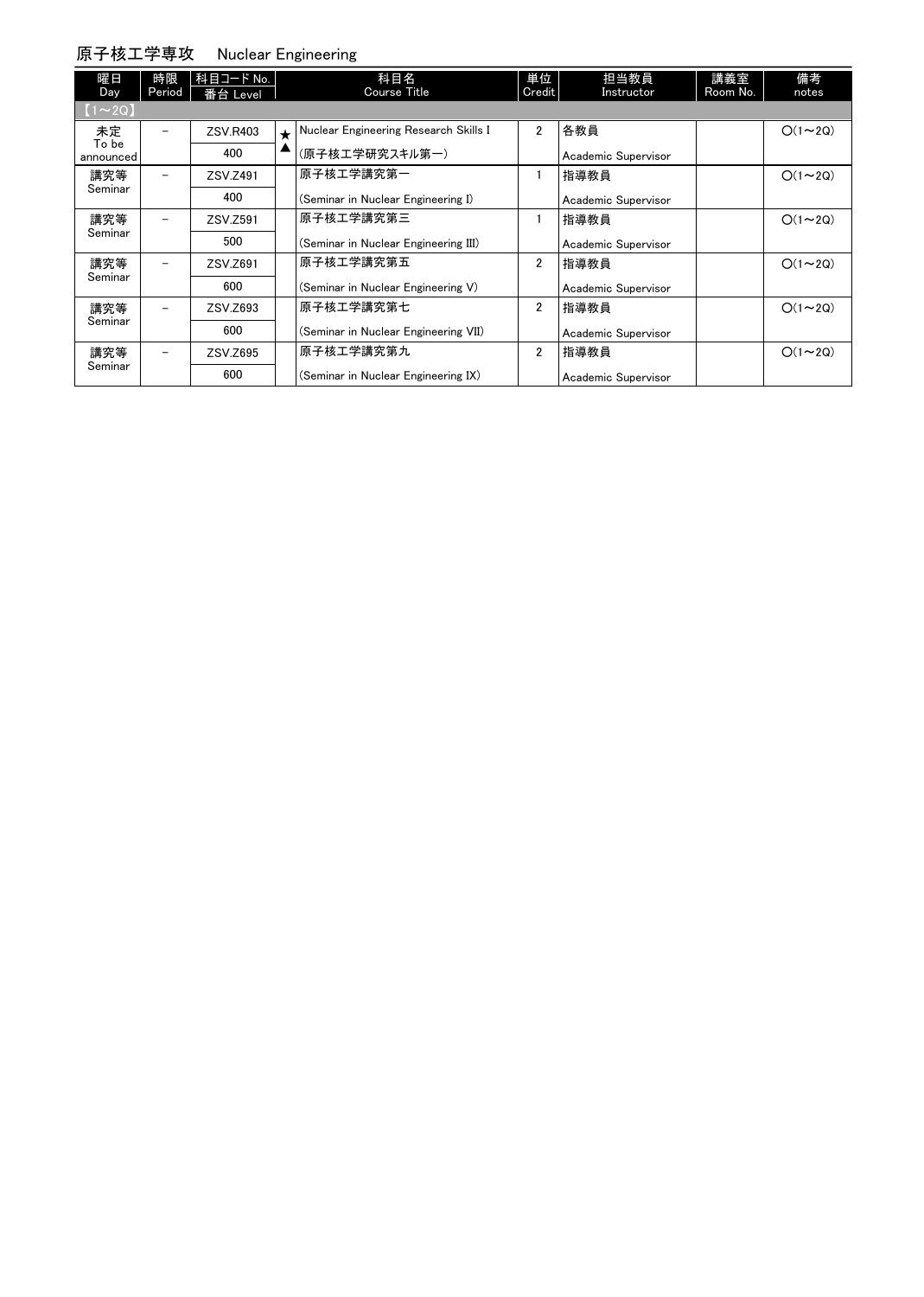## 原子核工学専攻　Nuclear Engineering

| 曜日 Day | 時限 Period | 科目コード No. 番台 Level | | 科目名 Course Title | 単位 Credit | 担当教員 Instructor | 講義室 Room No. | 備考 notes |
|---|---|---|---|---|---|---|---|---|
| 【1～2Q】 | | | | | | | | |
| 未定 To be announced | － | ZSV.R403<br>400 | ★▲ | Nuclear Engineering Research Skills I<br>(原子核工学研究スキル第一) | 2 | 各教員<br>Academic Supervisor | | ○(1～2Q) |
| 講究等 Seminar | － | ZSV.Z491<br>400 | | 原子核工学講究第一<br>(Seminar in Nuclear Engineering I) | 1 | 指導教員<br>Academic Supervisor | | ○(1～2Q) |
| 講究等 Seminar | － | ZSV.Z591<br>500 | | 原子核工学講究第三<br>(Seminar in Nuclear Engineering III) | 1 | 指導教員<br>Academic Supervisor | | ○(1～2Q) |
| 講究等 Seminar | － | ZSV.Z691<br>600 | | 原子核工学講究第五<br>(Seminar in Nuclear Engineering V) | 2 | 指導教員<br>Academic Supervisor | | ○(1～2Q) |
| 講究等 Seminar | － | ZSV.Z693<br>600 | | 原子核工学講究第七<br>(Seminar in Nuclear Engineering VII) | 2 | 指導教員<br>Academic Supervisor | | ○(1～2Q) |
| 講究等 Seminar | － | ZSV.Z695<br>600 | | 原子核工学講究第九<br>(Seminar in Nuclear Engineering IX) | 2 | 指導教員<br>Academic Supervisor | | ○(1～2Q) |